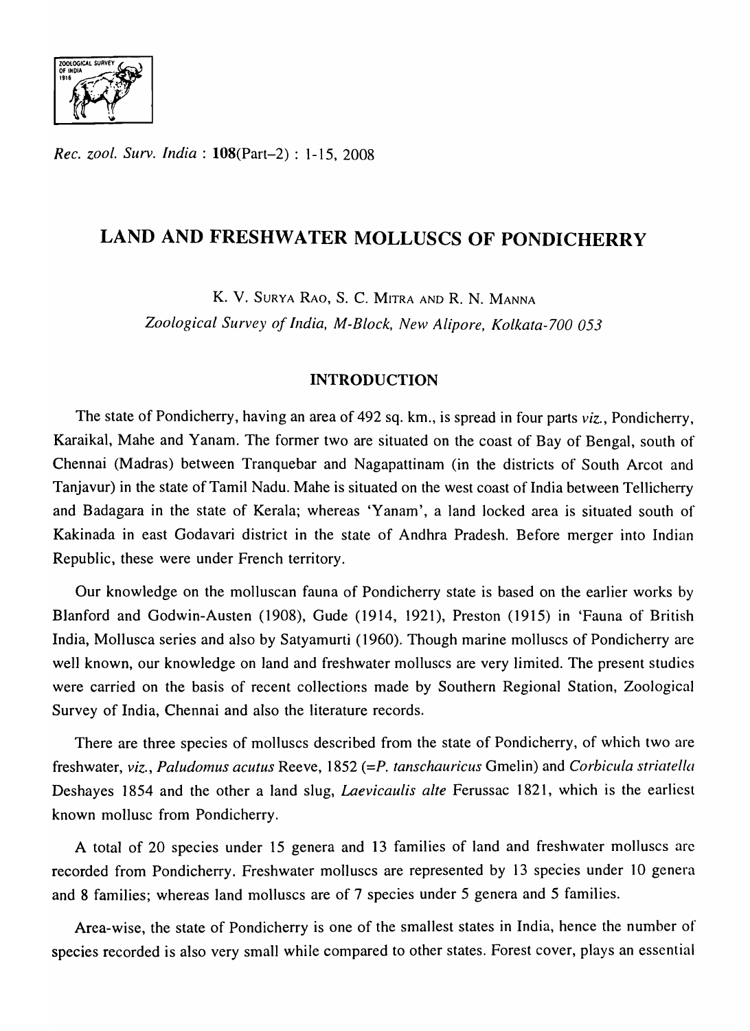*Rec. zool. Surv. India* : **108**(Part–2) : 1-15, 2008

# LAND AND FRESHWATER MOLLUSCS OF PONDICHERRY

K. V. SURYA RAO, S. C. MITRA AND R. N. MANNA

*Zoological Survey of India, M-Block, New Alipore, Kolkata-700 053*

## INTRODUCTION

The state of Pondicherry, having an area of 492 sq. km., is spread in four parts *viz.*, Pondicherry, Karaikal, Mahe and Yanam. The former two are situated on the coast of Bay of Bengal, south of Chennai (Madras) between Tranquebar and Nagapattinam (in the districts of South Arcot and Tanjavur) in the state of Tamil Nadu. Mahe is situated on the west coast of India between Tellicherry and Badagara in the state of Kerala; whereas 'Yanam', a land locked area is situated south of Kakinada in east Godavari district in the state of Andhra Pradesh. Before merger into Indian Republic, these were under French territory.

Our knowledge on the molluscan fauna of Pondicherry state is based on the earlier works by Blanford and Godwin-Austen (1908), Gude (1914, 1921), Preston (1915) in 'Fauna of British India, Mollusca series and also by Satyamurti (1960). Though marine molluscs of Pondicherry are well known, our knowledge on land and freshwater molluscs are very limited. The present studies were carried on the basis of recent collections made by Southern Regional Station, Zoological Survey of India, Chennai and also the literature records.

There are three species of molluscs described from the state of Pondicherry, of which two are freshwater, *viz.*, *Paludomus acutus* Reeve, 1852 (=*P. tanschauricus* Gmelin) and *Corbicula striatella* Deshayes 1854 and the other a land slug, *Laevicaulis alte* Ferussac 1821, which is the earliest known mollusc from Pondicherry.

A total of 20 species under 15 genera and 13 families of land and freshwater molluscs are recorded from Pondicherry. Freshwater molluscs are represented by 13 species under 10 genera and 8 families; whereas land molluscs are of 7 species under 5 genera and 5 families.

Area-wise, the state of Pondicherry is one of the smallest states in India, hence the number of species recorded is also very small while compared to other states. Forest cover, plays an essential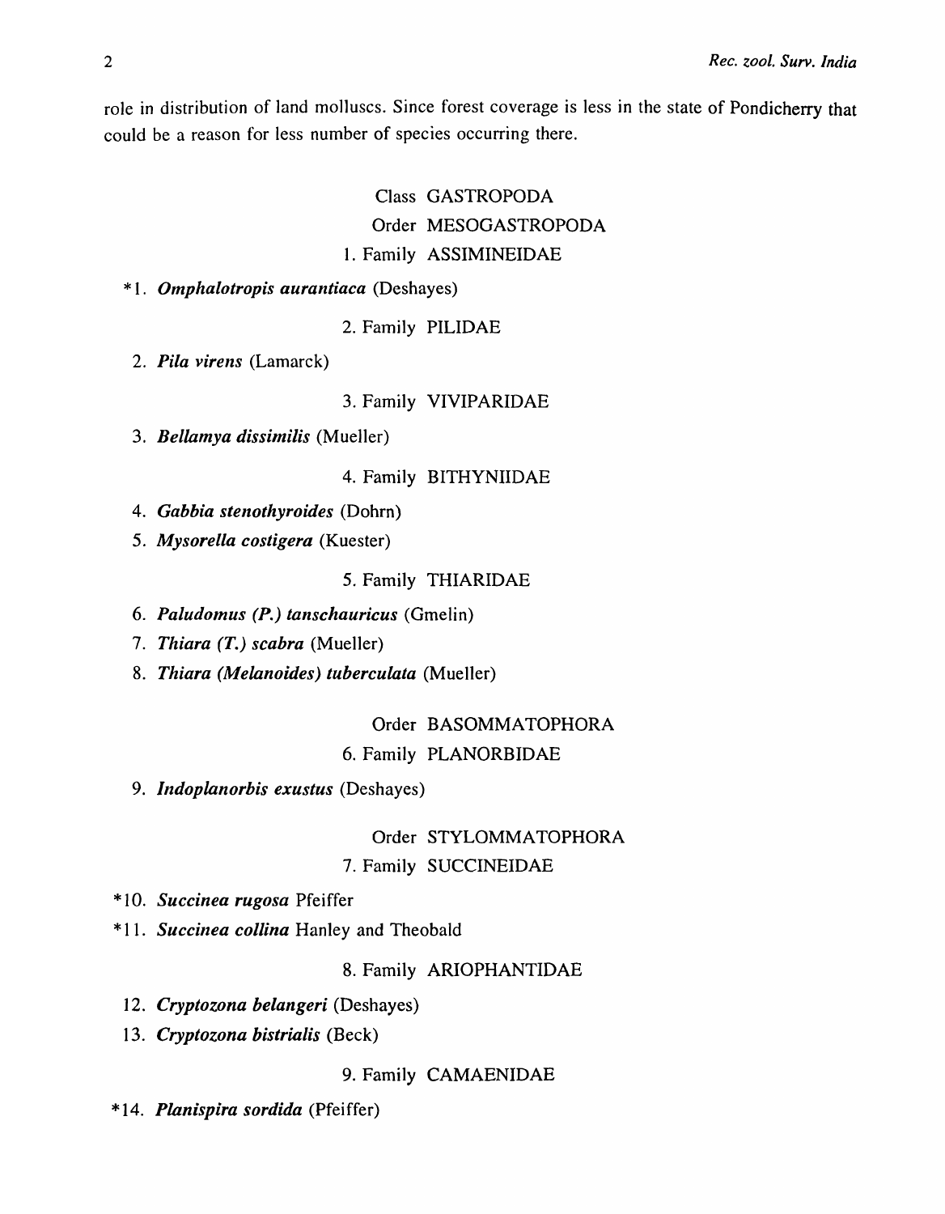role in distribution of land molluscs. Since forest coverage is less in the state of Pondicherry that could be a reason for less number of species occurring there.

Class GASTROPODA

Order MESOGASTROPODA

1. Family ASSIMINEIDAE

*1. ***Omphalotropis aurantiaca*** (Deshayes)

2. Family PILIDAE

2. ***Pila virens*** (Lamarck)

3. Family VIVIPARIDAE

3. ***Bellamya dissimilis*** (Mueller)

4. Family BITHYNIIDAE

4. ***Gabbia stenothyroides*** (Dohrn)

5. ***Mysorella costigera*** (Kuester)

5. Family THIARIDAE

6. ***Paludomus (P.) tanschauricus*** (Gmelin)

7. ***Thiara (T.) scabra*** (Mueller)

8. ***Thiara (Melanoides) tuberculata*** (Mueller)

Order BASOMMATOPHORA

6. Family PLANORBIDAE

9. ***Indoplanorbis exustus*** (Deshayes)

Order STYLOMMATOPHORA

7. Family SUCCINEIDAE

*10. ***Succinea rugosa*** Pfeiffer

*11. ***Succinea collina*** Hanley and Theobald

8. Family ARIOPHANTIDAE

12. ***Cryptozona belangeri*** (Deshayes)

13. ***Cryptozona bistrialis*** (Beck)

9. Family CAMAENIDAE

*14. ***Planispira sordida*** (Pfeiffer)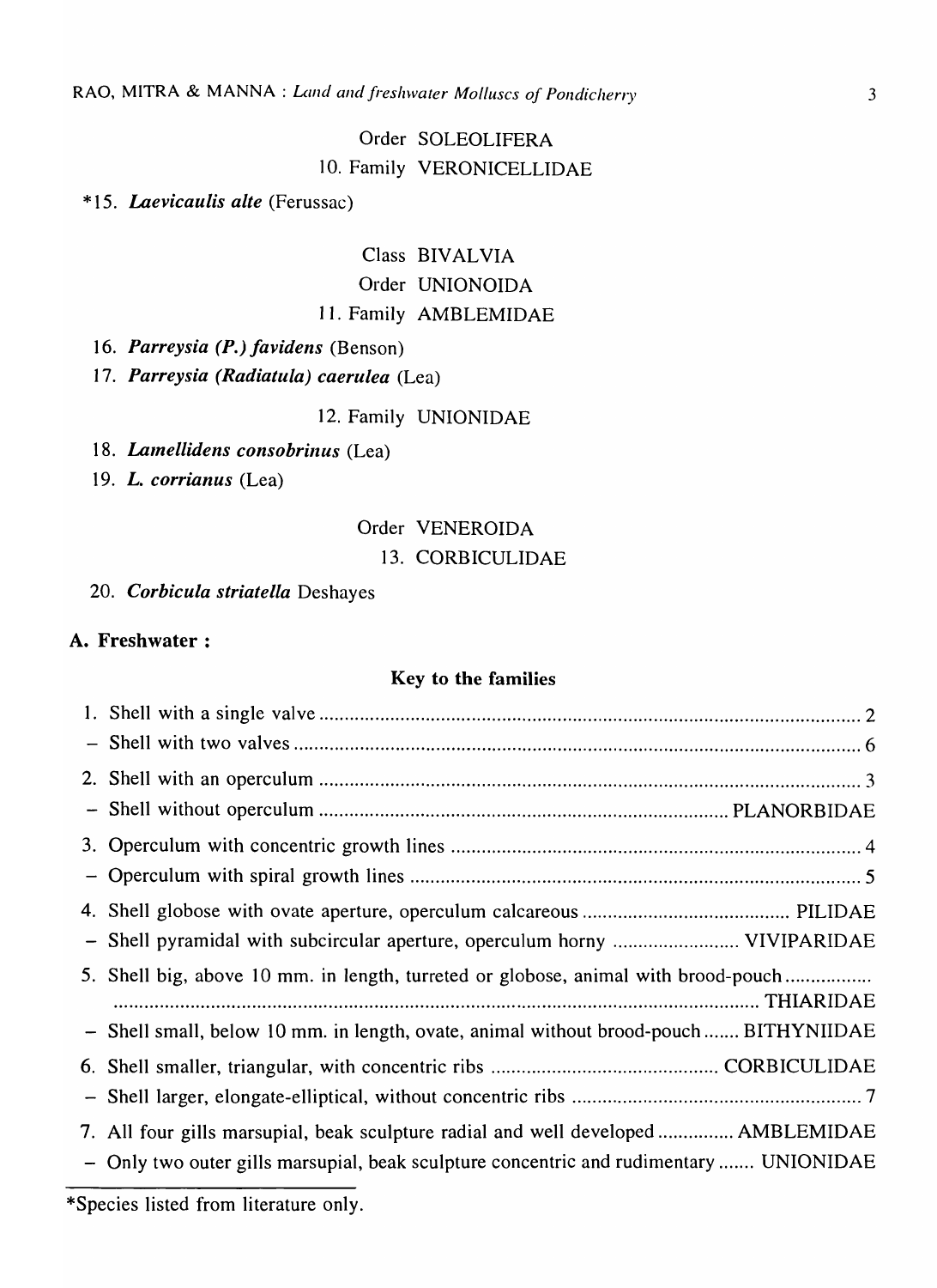Order SOLEOLIFERA

10. Family VERONICELLIDAE

*15. ***Laevicaulis alte*** (Ferussac)

Class BIVALVIA

Order UNIONOIDA

11. Family AMBLEMIDAE

16. ***Parreysia (P.) favidens*** (Benson)

17. ***Parreysia (Radiatula) caerulea*** (Lea)

12. Family UNIONIDAE

18. ***Lamellidens consobrinus*** (Lea)

19. ***L. corrianus*** (Lea)

Order VENEROIDA

13. CORBICULIDAE

20. ***Corbicula striatella*** Deshayes

**A. Freshwater :**

**Key to the families**

1. Shell with a single valve .......... 2
   - Shell with two valves .......... 6
2. Shell with an operculum .......... 3
   - Shell without operculum .......... PLANORBIDAE
3. Operculum with concentric growth lines .......... 4
   - Operculum with spiral growth lines .......... 5
4. Shell globose with ovate aperture, operculum calcareous .......... PILIDAE
   - Shell pyramidal with subcircular aperture, operculum horny .......... VIVIPARIDAE
5. Shell big, above 10 mm. in length, turreted or globose, animal with brood-pouch .......... THIARIDAE
   - Shell small, below 10 mm. in length, ovate, animal without brood-pouch .......... BITHYNIIDAE
6. Shell smaller, triangular, with concentric ribs .......... CORBICULIDAE
   - Shell larger, elongate-elliptical, without concentric ribs .......... 7
7. All four gills marsupial, beak sculpture radial and well developed .......... AMBLEMIDAE
   - Only two outer gills marsupial, beak sculpture concentric and rudimentary .......... UNIONIDAE

---

*Species listed from literature only.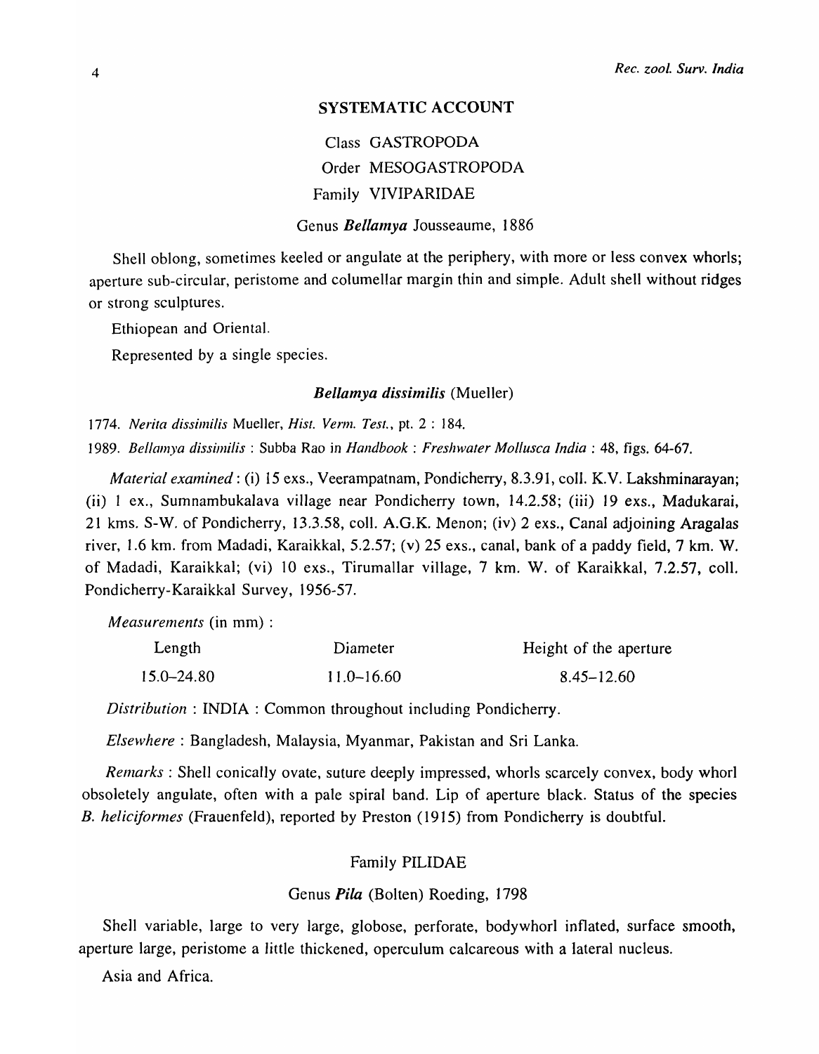## SYSTEMATIC ACCOUNT

Class GASTROPODA

Order MESOGASTROPODA

Family VIVIPARIDAE

Genus ***Bellamya*** Jousseaume, 1886

Shell oblong, sometimes keeled or angulate at the periphery, with more or less convex whorls; aperture sub-circular, peristome and columellar margin thin and simple. Adult shell without ridges or strong sculptures.

Ethiopean and Oriental.

Represented by a single species.

### *Bellamya dissimilis* (Mueller)

1774. *Nerita dissimilis* Mueller, *Hist. Verm. Test.*, pt. 2 : 184.

1989. *Bellamya dissimilis* : Subba Rao in *Handbook : Freshwater Mollusca India* : 48, figs. 64-67.

*Material examined* : (i) 15 exs., Veerampatnam, Pondicherry, 8.3.91, coll. K.V. Lakshminarayan; (ii) 1 ex., Sumnambukalava village near Pondicherry town, 14.2.58; (iii) 19 exs., Madukarai, 21 kms. S-W. of Pondicherry, 13.3.58, coll. A.G.K. Menon; (iv) 2 exs., Canal adjoining Aragalas river, 1.6 km. from Madadi, Karaikkal, 5.2.57; (v) 25 exs., canal, bank of a paddy field, 7 km. W. of Madadi, Karaikkal; (vi) 10 exs., Tirumallar village, 7 km. W. of Karaikkal, 7.2.57, coll. Pondicherry-Karaikkal Survey, 1956-57.

*Measurements* (in mm) :

| Length | Diameter | Height of the aperture |
|---|---|---|
| 15.0–24.80 | 11.0–16.60 | 8.45–12.60 |

*Distribution* : INDIA : Common throughout including Pondicherry.

*Elsewhere* : Bangladesh, Malaysia, Myanmar, Pakistan and Sri Lanka.

*Remarks* : Shell conically ovate, suture deeply impressed, whorls scarcely convex, body whorl obsoletely angulate, often with a pale spiral band. Lip of aperture black. Status of the species *B. heliciformes* (Frauenfeld), reported by Preston (1915) from Pondicherry is doubtful.

Family PILIDAE

Genus ***Pila*** (Bolten) Roeding, 1798

Shell variable, large to very large, globose, perforate, bodywhorl inflated, surface smooth, aperture large, peristome a little thickened, operculum calcareous with a lateral nucleus.

Asia and Africa.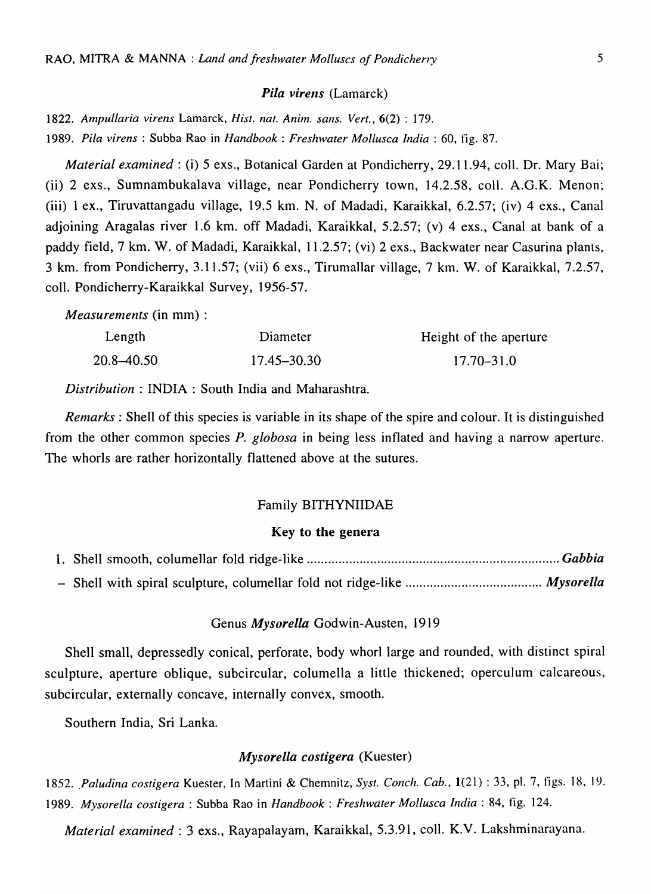### *Pila virens* (Lamarck)

1822. *Ampullaria virens* Lamarck, *Hist. nat. Anim. sans. Vert.*, 6(2) : 179.

1989. *Pila virens* : Subba Rao in *Handbook : Freshwater Mollusca India* : 60, fig. 87.

*Material examined* : (i) 5 exs., Botanical Garden at Pondicherry, 29.11.94, coll. Dr. Mary Bai; (ii) 2 exs., Sumnambukalava village, near Pondicherry town, 14.2.58, coll. A.G.K. Menon; (iii) 1 ex., Tiruvattangadu village, 19.5 km. N. of Madadi, Karaikkal, 6.2.57; (iv) 4 exs., Canal adjoining Aragalas river 1.6 km. off Madadi, Karaikkal, 5.2.57; (v) 4 exs., Canal at bank of a paddy field, 7 km. W. of Madadi, Karaikkal, 11.2.57; (vi) 2 exs., Backwater near Casurina plants, 3 km. from Pondicherry, 3.11.57; (vii) 6 exs., Tirumallar village, 7 km. W. of Karaikkal, 7.2.57, coll. Pondicherry-Karaikkal Survey, 1956-57.

*Measurements* (in mm) :

| Length | Diameter | Height of the aperture |
|---|---|---|
| 20.8–40.50 | 17.45–30.30 | 17.70–31.0 |

*Distribution* : INDIA : South India and Maharashtra.

*Remarks* : Shell of this species is variable in its shape of the spire and colour. It is distinguished from the other common species *P. globosa* in being less inflated and having a narrow aperture. The whorls are rather horizontally flattened above at the sutures.

## Family BITHYNIIDAE

### Key to the genera

1. Shell smooth, columellar fold ridge-like ........................................................................ ***Gabbia***
– Shell with spiral sculpture, columellar fold not ridge-like ....................................... ***Mysorella***

### Genus *Mysorella* Godwin-Austen, 1919

Shell small, depressedly conical, perforate, body whorl large and rounded, with distinct spiral sculpture, aperture oblique, subcircular, columella a little thickened; operculum calcareous, subcircular, externally concave, internally convex, smooth.

Southern India, Sri Lanka.

### *Mysorella costigera* (Kuester)

1852. *Paludina costigera* Kuester, In Martini & Chemnitz, *Syst. Conch. Cab.*, 1(21) : 33, pl. 7, figs. 18, 19.

1989. *Mysorella costigera* : Subba Rao in *Handbook : Freshwater Mollusca India* : 84, fig. 124.

*Material examined* : 3 exs., Rayapalayam, Karaikkal, 5.3.91, coll. K.V. Lakshminarayana.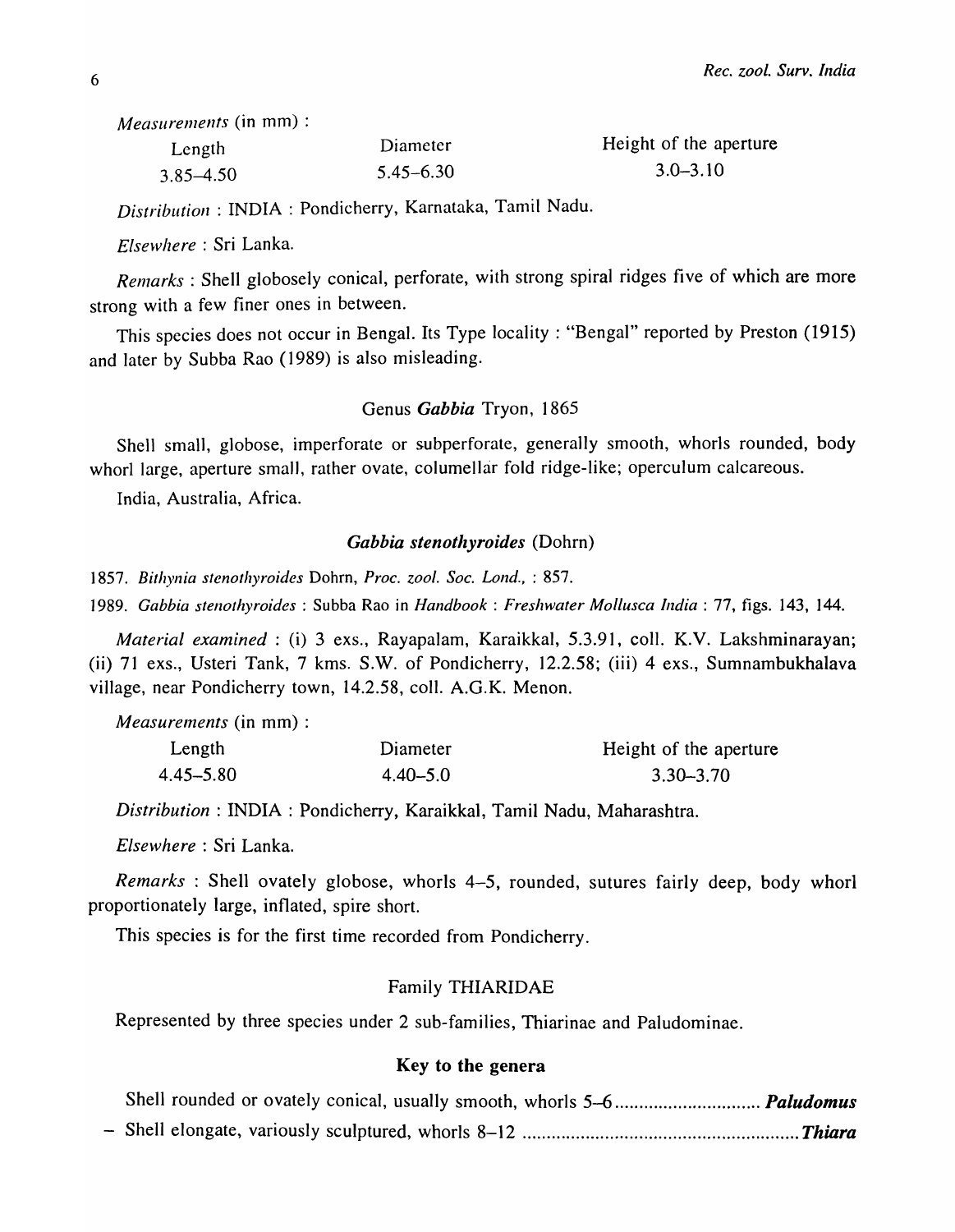*Measurements* (in mm) :

| Length | Diameter | Height of the aperture |
|---|---|---|
| 3.85–4.50 | 5.45–6.30 | 3.0–3.10 |

*Distribution* : INDIA : Pondicherry, Karnataka, Tamil Nadu.

*Elsewhere* : Sri Lanka.

*Remarks* : Shell globosely conical, perforate, with strong spiral ridges five of which are more strong with a few finer ones in between.

This species does not occur in Bengal. Its Type locality : "Bengal" reported by Preston (1915) and later by Subba Rao (1989) is also misleading.

### Genus *Gabbia* Tryon, 1865

Shell small, globose, imperforate or subperforate, generally smooth, whorls rounded, body whorl large, aperture small, rather ovate, columellar fold ridge-like; operculum calcareous.

India, Australia, Africa.

#### *Gabbia stenothyroides* (Dohrn)

1857. *Bithynia stenothyroides* Dohrn, *Proc. zool. Soc. Lond.,* : 857.

1989. *Gabbia stenothyroides* : Subba Rao in *Handbook : Freshwater Mollusca India* : 77, figs. 143, 144.

*Material examined* : (i) 3 exs., Rayapalam, Karaikkal, 5.3.91, coll. K.V. Lakshminarayan; (ii) 71 exs., Usteri Tank, 7 kms. S.W. of Pondicherry, 12.2.58; (iii) 4 exs., Sumnambukhalava village, near Pondicherry town, 14.2.58, coll. A.G.K. Menon.

*Measurements* (in mm) :

| Length | Diameter | Height of the aperture |
|---|---|---|
| 4.45–5.80 | 4.40–5.0 | 3.30–3.70 |

*Distribution* : INDIA : Pondicherry, Karaikkal, Tamil Nadu, Maharashtra.

*Elsewhere* : Sri Lanka.

*Remarks* : Shell ovately globose, whorls 4–5, rounded, sutures fairly deep, body whorl proportionately large, inflated, spire short.

This species is for the first time recorded from Pondicherry.

## Family THIARIDAE

Represented by three species under 2 sub-families, Thiarinae and Paludominae.

### Key to the genera

Shell rounded or ovately conical, usually smooth, whorls 5–6 .............................. ***Paludomus***

– Shell elongate, variously sculptured, whorls 8–12 ........................................................ ***Thiara***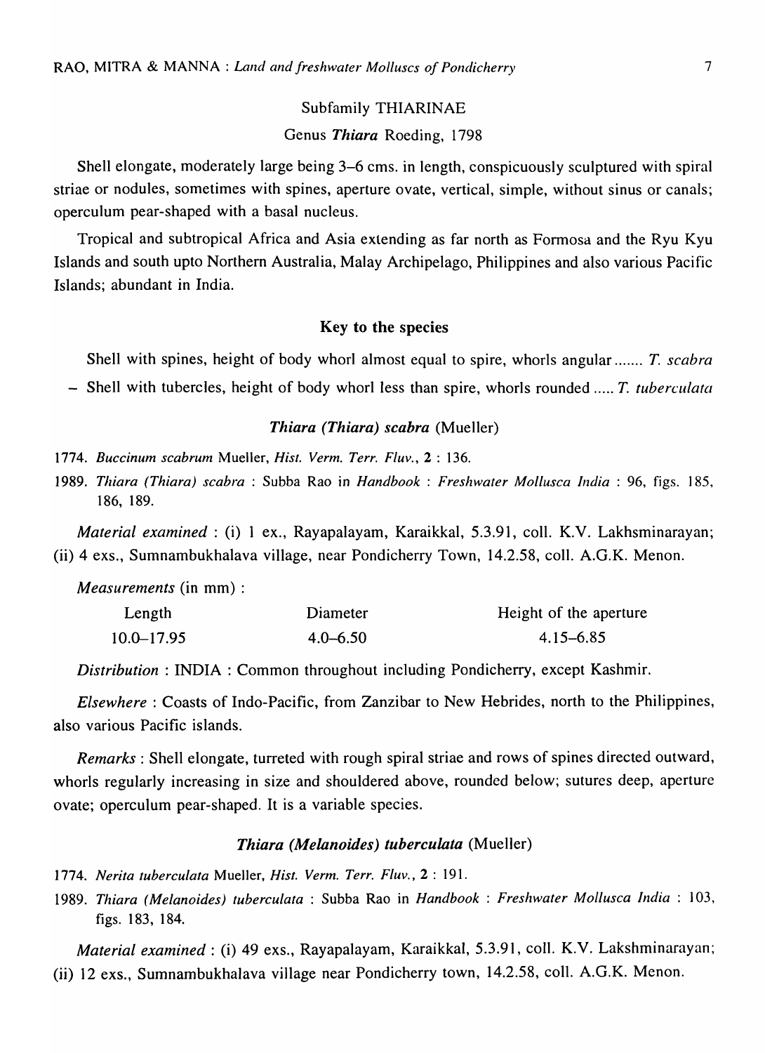## Subfamily THIARINAE

### Genus *Thiara* Roeding, 1798

Shell elongate, moderately large being 3–6 cms. in length, conspicuously sculptured with spiral striae or nodules, sometimes with spines, aperture ovate, vertical, simple, without sinus or canals; operculum pear-shaped with a basal nucleus.

Tropical and subtropical Africa and Asia extending as far north as Formosa and the Ryu Kyu Islands and south upto Northern Australia, Malay Archipelago, Philippines and also various Pacific Islands; abundant in India.

#### Key to the species

Shell with spines, height of body whorl almost equal to spire, whorls angular ....... *T. scabra*

– Shell with tubercles, height of body whorl less than spire, whorls rounded ..... *T. tuberculata*

#### *Thiara (Thiara) scabra* (Mueller)

1774. *Buccinum scabrum* Mueller, *Hist. Verm. Terr. Fluv.*, **2** : 136.

1989. *Thiara (Thiara) scabra* : Subba Rao in *Handbook : Freshwater Mollusca India* : 96, figs. 185, 186, 189.

*Material examined* : (i) 1 ex., Rayapalayam, Karaikkal, 5.3.91, coll. K.V. Lakhsminarayan; (ii) 4 exs., Sumnambukhalava village, near Pondicherry Town, 14.2.58, coll. A.G.K. Menon.

*Measurements* (in mm) :

| Length | Diameter | Height of the aperture |
|---|---|---|
| 10.0–17.95 | 4.0–6.50 | 4.15–6.85 |

*Distribution* : INDIA : Common throughout including Pondicherry, except Kashmir.

*Elsewhere* : Coasts of Indo-Pacific, from Zanzibar to New Hebrides, north to the Philippines, also various Pacific islands.

*Remarks* : Shell elongate, turreted with rough spiral striae and rows of spines directed outward, whorls regularly increasing in size and shouldered above, rounded below; sutures deep, aperture ovate; operculum pear-shaped. It is a variable species.

#### *Thiara (Melanoides) tuberculata* (Mueller)

1774. *Nerita tuberculata* Mueller, *Hist. Verm. Terr. Fluv.*, **2** : 191.

1989. *Thiara (Melanoides) tuberculata* : Subba Rao in *Handbook : Freshwater Mollusca India* : 103, figs. 183, 184.

*Material examined* : (i) 49 exs., Rayapalayam, Karaikkal, 5.3.91, coll. K.V. Lakshminarayan; (ii) 12 exs., Sumnambukhalava village near Pondicherry town, 14.2.58, coll. A.G.K. Menon.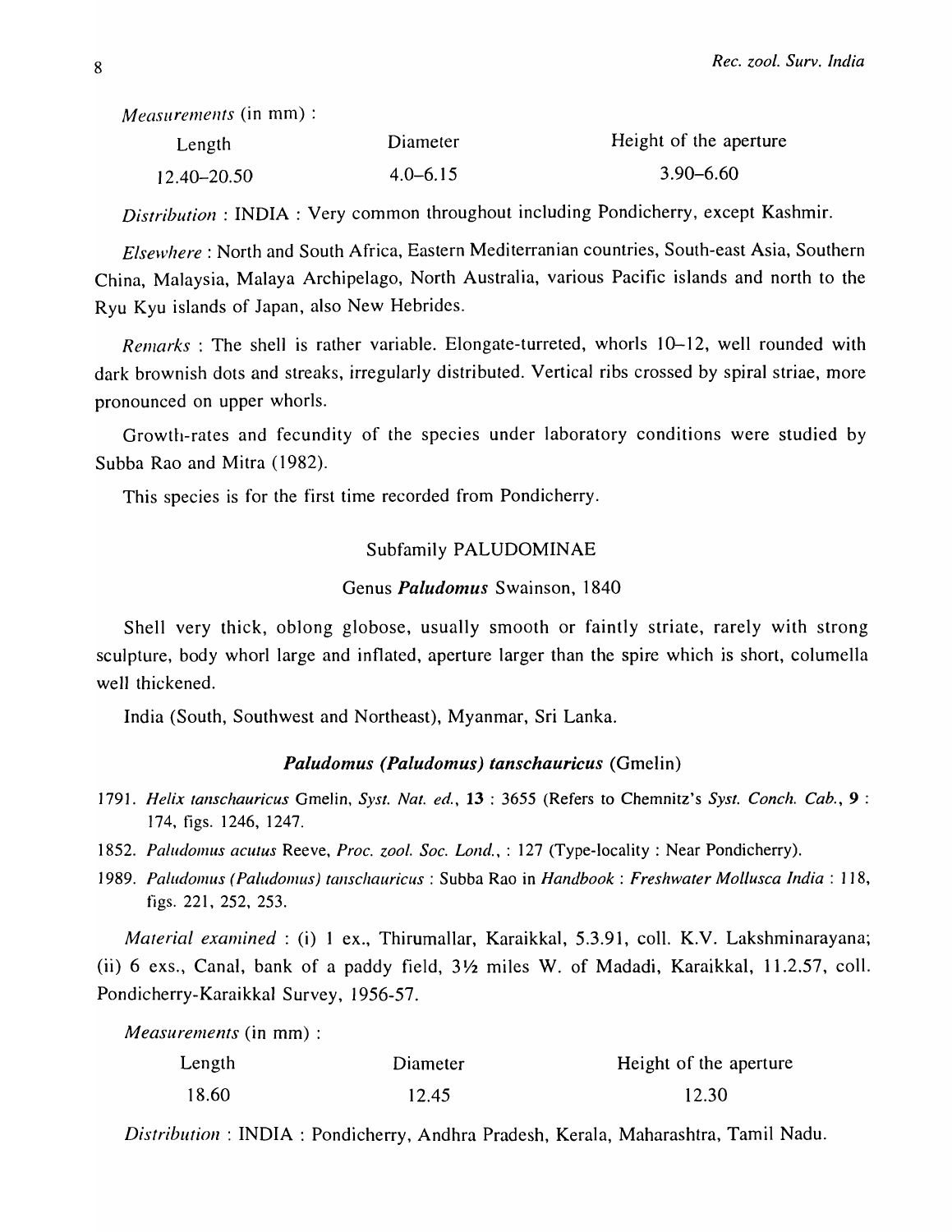*Measurements* (in mm) :

| Length | Diameter | Height of the aperture |
|---|---|---|
| 12.40–20.50 | 4.0–6.15 | 3.90–6.60 |

*Distribution* : INDIA : Very common throughout including Pondicherry, except Kashmir.

*Elsewhere* : North and South Africa, Eastern Mediterranian countries, South-east Asia, Southern China, Malaysia, Malaya Archipelago, North Australia, various Pacific islands and north to the Ryu Kyu islands of Japan, also New Hebrides.

*Remarks* : The shell is rather variable. Elongate-turreted, whorls 10–12, well rounded with dark brownish dots and streaks, irregularly distributed. Vertical ribs crossed by spiral striae, more pronounced on upper whorls.

Growth-rates and fecundity of the species under laboratory conditions were studied by Subba Rao and Mitra (1982).

This species is for the first time recorded from Pondicherry.

## Subfamily PALUDOMINAE

### Genus *Paludomus* Swainson, 1840

Shell very thick, oblong globose, usually smooth or faintly striate, rarely with strong sculpture, body whorl large and inflated, aperture larger than the spire which is short, columella well thickened.

India (South, Southwest and Northeast), Myanmar, Sri Lanka.

#### *Paludomus (Paludomus) tanschauricus* (Gmelin)

1791. *Helix tanschauricus* Gmelin, *Syst. Nat. ed.*, **13** : 3655 (Refers to Chemnitz's *Syst. Conch. Cab.*, **9** : 174, figs. 1246, 1247.

1852. *Paludomus acutus* Reeve, *Proc. zool. Soc. Lond.*, : 127 (Type-locality : Near Pondicherry).

1989. *Paludomus (Paludomus) tanschauricus* : Subba Rao in *Handbook : Freshwater Mollusca India* : 118, figs. 221, 252, 253.

*Material examined* : (i) 1 ex., Thirumallar, Karaikkal, 5.3.91, coll. K.V. Lakshminarayana; (ii) 6 exs., Canal, bank of a paddy field, 3½ miles W. of Madadi, Karaikkal, 11.2.57, coll. Pondicherry-Karaikkal Survey, 1956-57.

*Measurements* (in mm) :

| Length | Diameter | Height of the aperture |
|---|---|---|
| 18.60 | 12.45 | 12.30 |

*Distribution* : INDIA : Pondicherry, Andhra Pradesh, Kerala, Maharashtra, Tamil Nadu.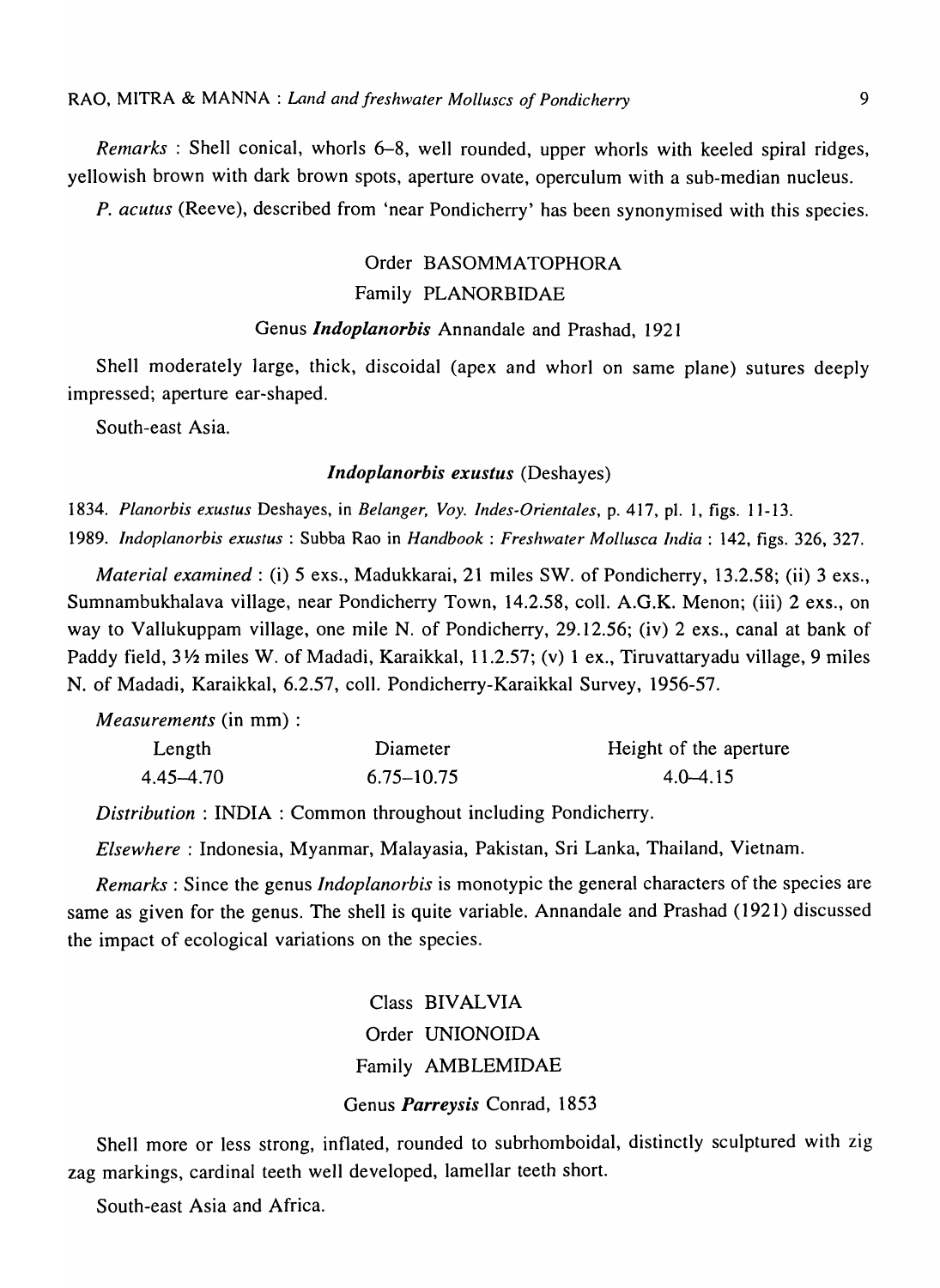*Remarks* : Shell conical, whorls 6–8, well rounded, upper whorls with keeled spiral ridges, yellowish brown with dark brown spots, aperture ovate, operculum with a sub-median nucleus.

*P. acutus* (Reeve), described from 'near Pondicherry' has been synonymised with this species.

## Order BASOMMATOPHORA

## Family PLANORBIDAE

### Genus *Indoplanorbis* Annandale and Prashad, 1921

Shell moderately large, thick, discoidal (apex and whorl on same plane) sutures deeply impressed; aperture ear-shaped.

South-east Asia.

#### *Indoplanorbis exustus* (Deshayes)

1834. *Planorbis exustus* Deshayes, in *Belanger, Voy. Indes-Orientales*, p. 417, pl. 1, figs. 11-13.

1989. *Indoplanorbis exustus* : Subba Rao in *Handbook : Freshwater Mollusca India* : 142, figs. 326, 327.

*Material examined* : (i) 5 exs., Madukkarai, 21 miles SW. of Pondicherry, 13.2.58; (ii) 3 exs., Sumnambukhalava village, near Pondicherry Town, 14.2.58, coll. A.G.K. Menon; (iii) 2 exs., on way to Vallukuppam village, one mile N. of Pondicherry, 29.12.56; (iv) 2 exs., canal at bank of Paddy field, 3½ miles W. of Madadi, Karaikkal, 11.2.57; (v) 1 ex., Tiruvattaryadu village, 9 miles N. of Madadi, Karaikkal, 6.2.57, coll. Pondicherry-Karaikkal Survey, 1956-57.

*Measurements* (in mm) :

| Length | Diameter | Height of the aperture |
|---|---|---|
| 4.45–4.70 | 6.75–10.75 | 4.0–4.15 |

*Distribution* : INDIA : Common throughout including Pondicherry.

*Elsewhere* : Indonesia, Myanmar, Malayasia, Pakistan, Sri Lanka, Thailand, Vietnam.

*Remarks* : Since the genus *Indoplanorbis* is monotypic the general characters of the species are same as given for the genus. The shell is quite variable. Annandale and Prashad (1921) discussed the impact of ecological variations on the species.

## Class BIVALVIA

## Order UNIONOIDA

## Family AMBLEMIDAE

### Genus *Parreysis* Conrad, 1853

Shell more or less strong, inflated, rounded to subrhomboidal, distinctly sculptured with zig zag markings, cardinal teeth well developed, lamellar teeth short.

South-east Asia and Africa.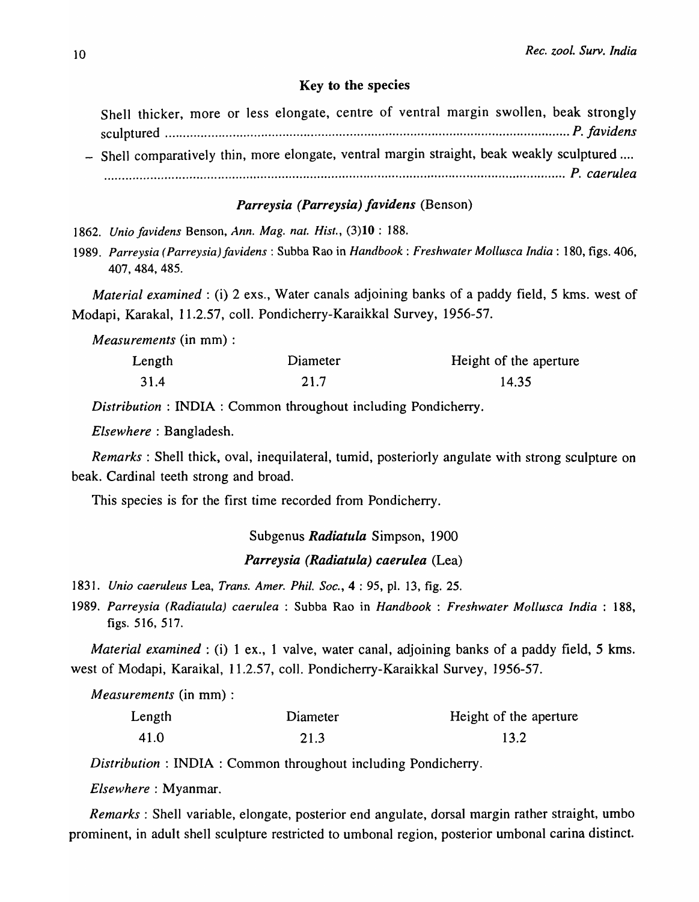### Key to the species

Shell thicker, more or less elongate, centre of ventral margin swollen, beak strongly sculptured .................................................................................................................. *P. favidens*

– Shell comparatively thin, more elongate, ventral margin straight, beak weakly sculptured .... .................................................................................................................. *P. caerulea*

### *Parreysia (Parreysia) favidens* (Benson)

1862. *Unio favidens* Benson, *Ann. Mag. nat. Hist.*, (3)**10** : 188.

1989. *Parreysia (Parreysia) favidens* : Subba Rao in *Handbook : Freshwater Mollusca India* : 180, figs. 406, 407, 484, 485.

*Material examined* : (i) 2 exs., Water canals adjoining banks of a paddy field, 5 kms. west of Modapi, Karakal, 11.2.57, coll. Pondicherry-Karaikkal Survey, 1956-57.

*Measurements* (in mm) :

| Length | Diameter | Height of the aperture |
|---|---|---|
| 31.4 | 21.7 | 14.35 |

*Distribution* : INDIA : Common throughout including Pondicherry.

*Elsewhere* : Bangladesh.

*Remarks* : Shell thick, oval, inequilateral, tumid, posteriorly angulate with strong sculpture on beak. Cardinal teeth strong and broad.

This species is for the first time recorded from Pondicherry.

Subgenus ***Radiatula*** Simpson, 1900

### *Parreysia (Radiatula) caerulea* (Lea)

1831. *Unio caeruleus* Lea, *Trans. Amer. Phil. Soc.*, **4** : 95, pl. 13, fig. 25.

1989. *Parreysia (Radiatula) caerulea* : Subba Rao in *Handbook : Freshwater Mollusca India* : 188, figs. 516, 517.

*Material examined* : (i) 1 ex., 1 valve, water canal, adjoining banks of a paddy field, 5 kms. west of Modapi, Karaikal, 11.2.57, coll. Pondicherry-Karaikkal Survey, 1956-57.

*Measurements* (in mm) :

| Length | Diameter | Height of the aperture |
|---|---|---|
| 41.0 | 21.3 | 13.2 |

*Distribution* : INDIA : Common throughout including Pondicherry.

*Elsewhere* : Myanmar.

*Remarks* : Shell variable, elongate, posterior end angulate, dorsal margin rather straight, umbo prominent, in adult shell sculpture restricted to umbonal region, posterior umbonal carina distinct.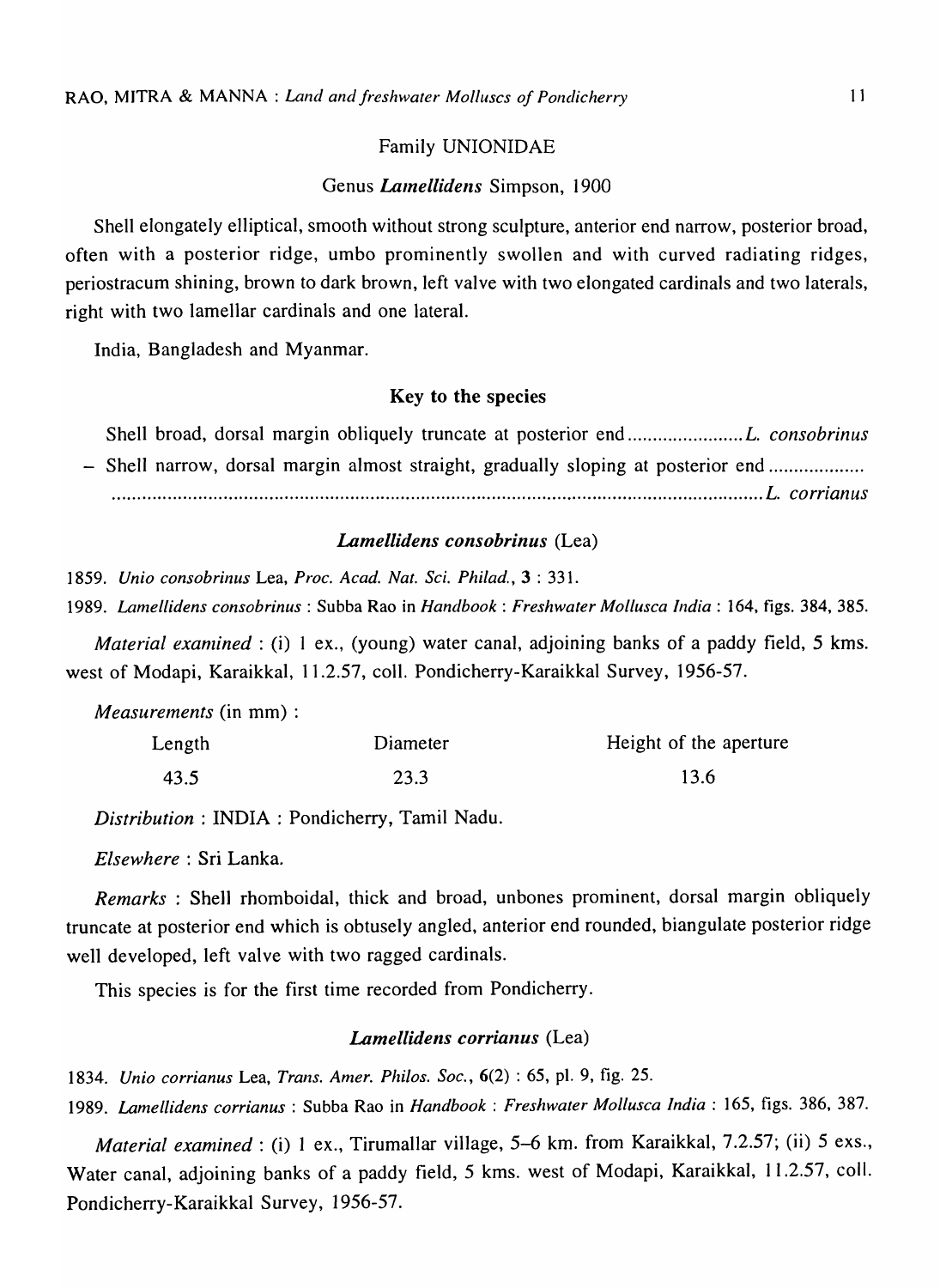## Family UNIONIDAE

### Genus *Lamellidens* Simpson, 1900

Shell elongately elliptical, smooth without strong sculpture, anterior end narrow, posterior broad, often with a posterior ridge, umbo prominently swollen and with curved radiating ridges, periostracum shining, brown to dark brown, left valve with two elongated cardinals and two laterals, right with two lamellar cardinals and one lateral.

India, Bangladesh and Myanmar.

#### Key to the species

Shell broad, dorsal margin obliquely truncate at posterior end ........................ *L. consobrinus*

– Shell narrow, dorsal margin almost straight, gradually sloping at posterior end ................... .................................................................................................................. *L. corrianus*

#### *Lamellidens consobrinus* (Lea)

1859. *Unio consobrinus* Lea, *Proc. Acad. Nat. Sci. Philad.*, **3** : 331.

1989. *Lamellidens consobrinus* : Subba Rao in *Handbook : Freshwater Mollusca India* : 164, figs. 384, 385.

*Material examined* : (i) 1 ex., (young) water canal, adjoining banks of a paddy field, 5 kms. west of Modapi, Karaikkal, 11.2.57, coll. Pondicherry-Karaikkal Survey, 1956-57.

*Measurements* (in mm) :

| Length | Diameter | Height of the aperture |
| --- | --- | --- |
| 43.5 | 23.3 | 13.6 |

*Distribution* : INDIA : Pondicherry, Tamil Nadu.

*Elsewhere* : Sri Lanka.

*Remarks* : Shell rhomboidal, thick and broad, unbones prominent, dorsal margin obliquely truncate at posterior end which is obtusely angled, anterior end rounded, biangulate posterior ridge well developed, left valve with two ragged cardinals.

This species is for the first time recorded from Pondicherry.

#### *Lamellidens corrianus* (Lea)

1834. *Unio corrianus* Lea, *Trans. Amer. Philos. Soc.*, **6**(2) : 65, pl. 9, fig. 25.

1989. *Lamellidens corrianus* : Subba Rao in *Handbook : Freshwater Mollusca India* : 165, figs. 386, 387.

*Material examined* : (i) 1 ex., Tirumallar village, 5–6 km. from Karaikkal, 7.2.57; (ii) 5 exs., Water canal, adjoining banks of a paddy field, 5 kms. west of Modapi, Karaikkal, 11.2.57, coll. Pondicherry-Karaikkal Survey, 1956-57.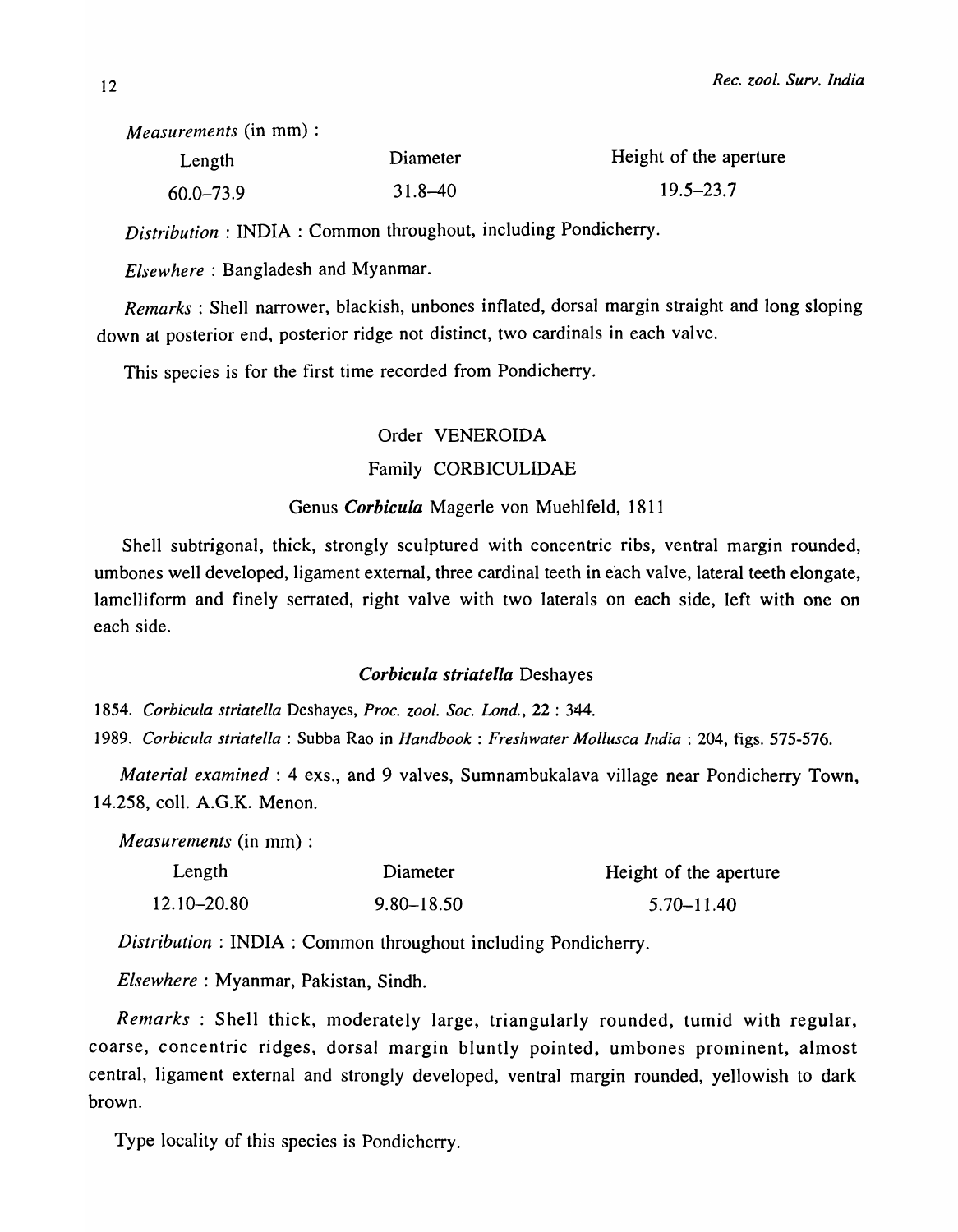*Measurements* (in mm) :

| Length | Diameter | Height of the aperture |
|---|---|---|
| 60.0–73.9 | 31.8–40 | 19.5–23.7 |

*Distribution* : INDIA : Common throughout, including Pondicherry.

*Elsewhere* : Bangladesh and Myanmar.

*Remarks* : Shell narrower, blackish, unbones inflated, dorsal margin straight and long sloping down at posterior end, posterior ridge not distinct, two cardinals in each valve.

This species is for the first time recorded from Pondicherry.

## Order VENEROIDA

## Family CORBICULIDAE

### Genus *Corbicula* Magerle von Muehlfeld, 1811

Shell subtrigonal, thick, strongly sculptured with concentric ribs, ventral margin rounded, umbones well developed, ligament external, three cardinal teeth in each valve, lateral teeth elongate, lamelliform and finely serrated, right valve with two laterals on each side, left with one on each side.

### *Corbicula striatella* Deshayes

1854. *Corbicula striatella* Deshayes, *Proc. zool. Soc. Lond.*, **22** : 344.

1989. *Corbicula striatella* : Subba Rao in *Handbook* : *Freshwater Mollusca India* : 204, figs. 575-576.

*Material examined* : 4 exs., and 9 valves, Sumnambukalava village near Pondicherry Town, 14.258, coll. A.G.K. Menon.

*Measurements* (in mm) :

| Length | Diameter | Height of the aperture |
|---|---|---|
| 12.10–20.80 | 9.80–18.50 | 5.70–11.40 |

*Distribution* : INDIA : Common throughout including Pondicherry.

*Elsewhere* : Myanmar, Pakistan, Sindh.

*Remarks* : Shell thick, moderately large, triangularly rounded, tumid with regular, coarse, concentric ridges, dorsal margin bluntly pointed, umbones prominent, almost central, ligament external and strongly developed, ventral margin rounded, yellowish to dark brown.

Type locality of this species is Pondicherry.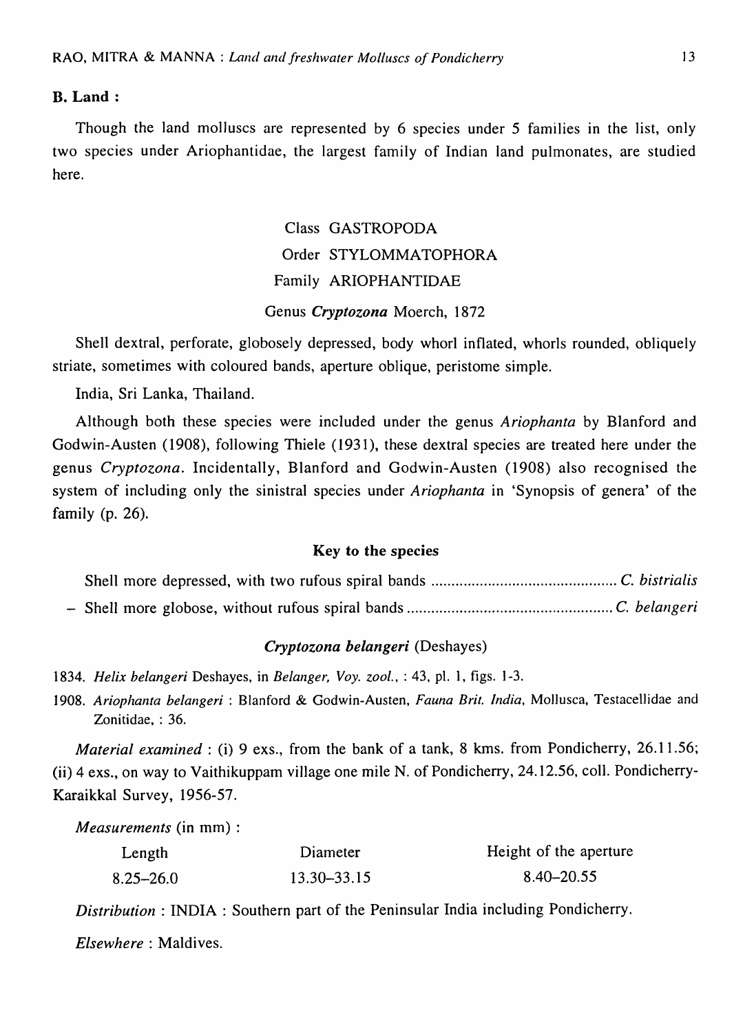### B. Land :

Though the land molluscs are represented by 6 species under 5 families in the list, only two species under Ariophantidae, the largest family of Indian land pulmonates, are studied here.

Class GASTROPODA

Order STYLOMMATOPHORA

Family ARIOPHANTIDAE

Genus *Cryptozona* Moerch, 1872

Shell dextral, perforate, globosely depressed, body whorl inflated, whorls rounded, obliquely striate, sometimes with coloured bands, aperture oblique, peristome simple.

India, Sri Lanka, Thailand.

Although both these species were included under the genus *Ariophanta* by Blanford and Godwin-Austen (1908), following Thiele (1931), these dextral species are treated here under the genus *Cryptozona*. Incidentally, Blanford and Godwin-Austen (1908) also recognised the system of including only the sinistral species under *Ariophanta* in 'Synopsis of genera' of the family (p. 26).

**Key to the species**

Shell more depressed, with two rufous spiral bands ............................................ *C. bistrialis*

– Shell more globose, without rufous spiral bands .................................................. *C. belangeri*

***Cryptozona belangeri*** (Deshayes)

1834. *Helix belangeri* Deshayes, in *Belanger, Voy. zool.*, : 43, pl. 1, figs. 1-3.

1908. *Ariophanta belangeri* : Blanford & Godwin-Austen, *Fauna Brit. India*, Mollusca, Testacellidae and Zonitidae, : 36.

*Material examined* : (i) 9 exs., from the bank of a tank, 8 kms. from Pondicherry, 26.11.56; (ii) 4 exs., on way to Vaithikuppam village one mile N. of Pondicherry, 24.12.56, coll. Pondicherry-Karaikkal Survey, 1956-57.

*Measurements* (in mm) :

| Length | Diameter | Height of the aperture |
|---|---|---|
| 8.25–26.0 | 13.30–33.15 | 8.40–20.55 |

*Distribution* : INDIA : Southern part of the Peninsular India including Pondicherry.

*Elsewhere* : Maldives.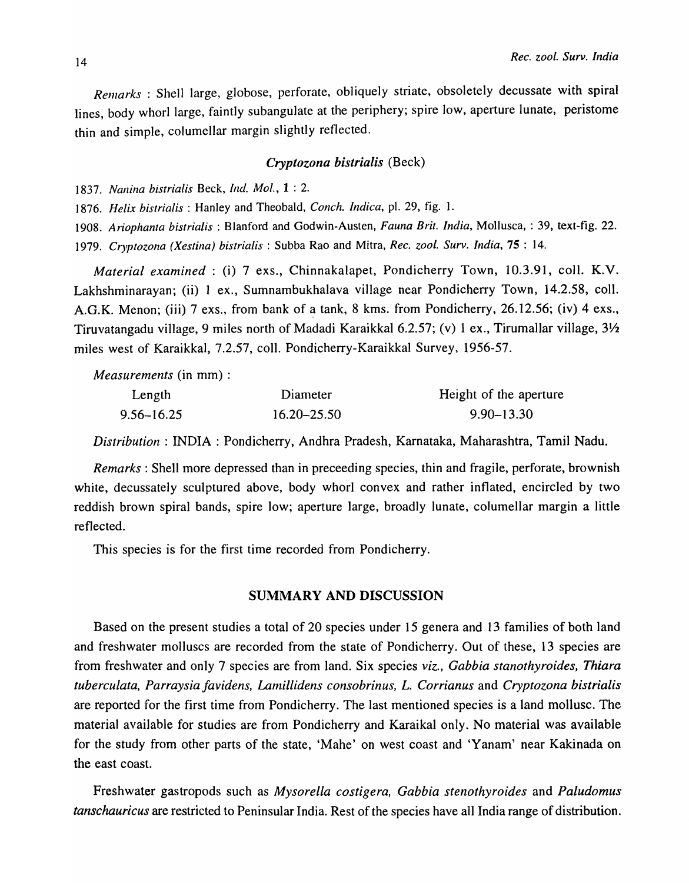*Remarks* : Shell large, globose, perforate, obliquely striate, obsoletely decussate with spiral lines, body whorl large, faintly subangulate at the periphery; spire low, aperture lunate, peristome thin and simple, columellar margin slightly reflected.

### *Cryptozona bistrialis* (Beck)

1837. *Nanina bistrialis* Beck, *Ind. Mol.*, **1** : 2.

1876. *Helix bistrialis* : Hanley and Theobald, *Conch. Indica*, pl. 29, fig. 1.

1908. *Ariophanta bistrialis* : Blanford and Godwin-Austen, *Fauna Brit. India*, Mollusca, : 39, text-fig. 22.

1979. *Cryptozona (Xestina) bistrialis* : Subba Rao and Mitra, *Rec. zool. Surv. India*, **75** : 14.

*Material examined* : (i) 7 exs., Chinnakalapet, Pondicherry Town, 10.3.91, coll. K.V. Lakhshminarayan; (ii) 1 ex., Sumnambukhalava village near Pondicherry Town, 14.2.58, coll. A.G.K. Menon; (iii) 7 exs., from bank of a tank, 8 kms. from Pondicherry, 26.12.56; (iv) 4 exs., Tiruvatangadu village, 9 miles north of Madadi Karaikkal 6.2.57; (v) 1 ex., Tirumallar village, 3½ miles west of Karaikkal, 7.2.57, coll. Pondicherry-Karaikkal Survey, 1956-57.

*Measurements* (in mm) :

| Length | Diameter | Height of the aperture |
|---|---|---|
| 9.56–16.25 | 16.20–25.50 | 9.90–13.30 |

*Distribution* : INDIA : Pondicherry, Andhra Pradesh, Karnataka, Maharashtra, Tamil Nadu.

*Remarks* : Shell more depressed than in preceeding species, thin and fragile, perforate, brownish white, decussately sculptured above, body whorl convex and rather inflated, encircled by two reddish brown spiral bands, spire low; aperture large, broadly lunate, columellar margin a little reflected.

This species is for the first time recorded from Pondicherry.

## SUMMARY AND DISCUSSION

Based on the present studies a total of 20 species under 15 genera and 13 families of both land and freshwater molluscs are recorded from the state of Pondicherry. Out of these, 13 species are from freshwater and only 7 species are from land. Six species *viz.*, *Gabbia stanothyroides, Thiara tuberculata, Parraysia favidens, Lamillidens consobrinus, L. Corrianus* and *Cryptozona bistrialis* are reported for the first time from Pondicherry. The last mentioned species is a land mollusc. The material available for studies are from Pondicherry and Karaikal only. No material was available for the study from other parts of the state, 'Mahe' on west coast and 'Yanam' near Kakinada on the east coast.

Freshwater gastropods such as *Mysorella costigera, Gabbia stenothyroides* and *Paludomus tanschauricus* are restricted to Peninsular India. Rest of the species have all India range of distribution.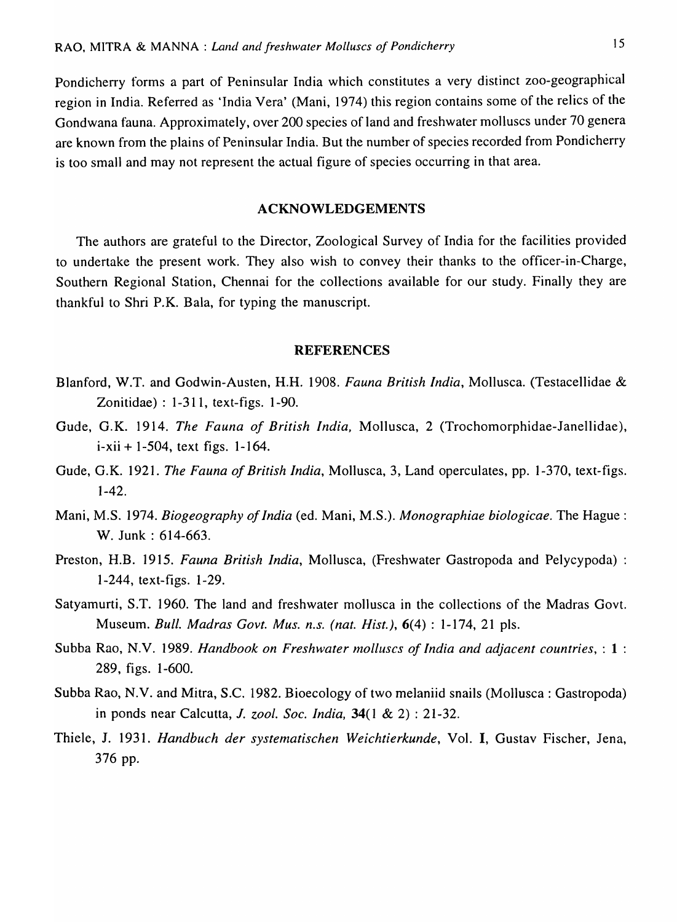Pondicherry forms a part of Peninsular India which constitutes a very distinct zoo-geographical region in India. Referred as 'India Vera' (Mani, 1974) this region contains some of the relics of the Gondwana fauna. Approximately, over 200 species of land and freshwater molluscs under 70 genera are known from the plains of Peninsular India. But the number of species recorded from Pondicherry is too small and may not represent the actual figure of species occurring in that area.

## ACKNOWLEDGEMENTS

The authors are grateful to the Director, Zoological Survey of India for the facilities provided to undertake the present work. They also wish to convey their thanks to the officer-in-Charge, Southern Regional Station, Chennai for the collections available for our study. Finally they are thankful to Shri P.K. Bala, for typing the manuscript.

## REFERENCES

Blanford, W.T. and Godwin-Austen, H.H. 1908. *Fauna British India*, Mollusca. (Testacellidae & Zonitidae) : 1-311, text-figs. 1-90.

Gude, G.K. 1914. *The Fauna of British India,* Mollusca, 2 (Trochomorphidae-Janellidae), i-xii + 1-504, text figs. 1-164.

Gude, G.K. 1921. *The Fauna of British India*, Mollusca, 3, Land operculates, pp. 1-370, text-figs. 1-42.

Mani, M.S. 1974. *Biogeography of India* (ed. Mani, M.S.). *Monographiae biologicae.* The Hague : W. Junk : 614-663.

Preston, H.B. 1915. *Fauna British India*, Mollusca, (Freshwater Gastropoda and Pelycypoda) : 1-244, text-figs. 1-29.

Satyamurti, S.T. 1960. The land and freshwater mollusca in the collections of the Madras Govt. Museum. *Bull. Madras Govt. Mus. n.s. (nat. Hist.)*, **6**(4) : 1-174, 21 pls.

Subba Rao, N.V. 1989. *Handbook on Freshwater molluscs of India and adjacent countries*, : **1** : 289, figs. 1-600.

Subba Rao, N.V. and Mitra, S.C. 1982. Bioecology of two melaniid snails (Mollusca : Gastropoda) in ponds near Calcutta, *J. zool. Soc. India,* **34**(1 & 2) : 21-32.

Thiele, J. 1931. *Handbuch der systematischen Weichtierkunde*, Vol. **I**, Gustav Fischer, Jena, 376 pp.